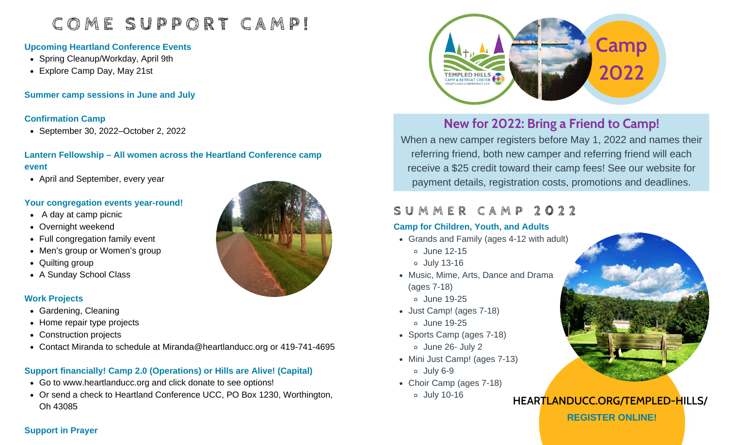# COME SUPPORT CAMP!

**Upcoming Heartland Conference Events**

- Spring Cleanup/Workday, April 9th
- Explore Camp Day, May 21st

**Summer camp sessions in June and July**

**Confirmation Camp**

- September 30, 2022–October 2, 2022

**Lantern Fellowship – All women across the Heartland Conference camp event**

- April and September, every year

**Your congregation events year-round!**

- A day at camp picnic
- Overnight weekend
- Full congregation family event
- Men's group or Women's group
- Quilting group
- A Sunday School Class

**Work Projects**

- Gardening, Cleaning
- Home repair type projects
- Construction projects
- Contact Miranda to schedule at Miranda@heartlanducc.org or 419-741-4695

**Support financially! Camp 2.0 (Operations) or Hills are Alive! (Capital)**

- Go to www.heartlanducc.org and click donate to see options!
- Or send a check to Heartland Conference UCC, PO Box 1230, Worthington, Oh 43085

**Support in Prayer**

TEMPLED HILLS
CAMP & RETREAT CENTER
HEARTLAND CONFERENCE UCC

Camp 2022

## New for 2022: Bring a Friend to Camp!

When a new camper registers before May 1, 2022 and names their referring friend, both new camper and referring friend will each receive a $25 credit toward their camp fees! See our website for payment details, registration costs, promotions and deadlines.

# SUMMER CAMP 2022

**Camp for Children, Youth, and Adults**

- Grands and Family (ages 4-12 with adult)
  - June 12-15
  - July 13-16
- Music, Mime, Arts, Dance and Drama (ages 7-18)
  - June 19-25
- Just Camp! (ages 7-18)
  - June 19-25
- Sports Camp (ages 7-18)
  - June 26- July 2
- Mini Just Camp! (ages 7-13)
  - July 6-9
- Choir Camp (ages 7-18)
  - July 10-16

**HEARTLANDUCC.ORG/TEMPLED-HILLS/**

**REGISTER ONLINE!**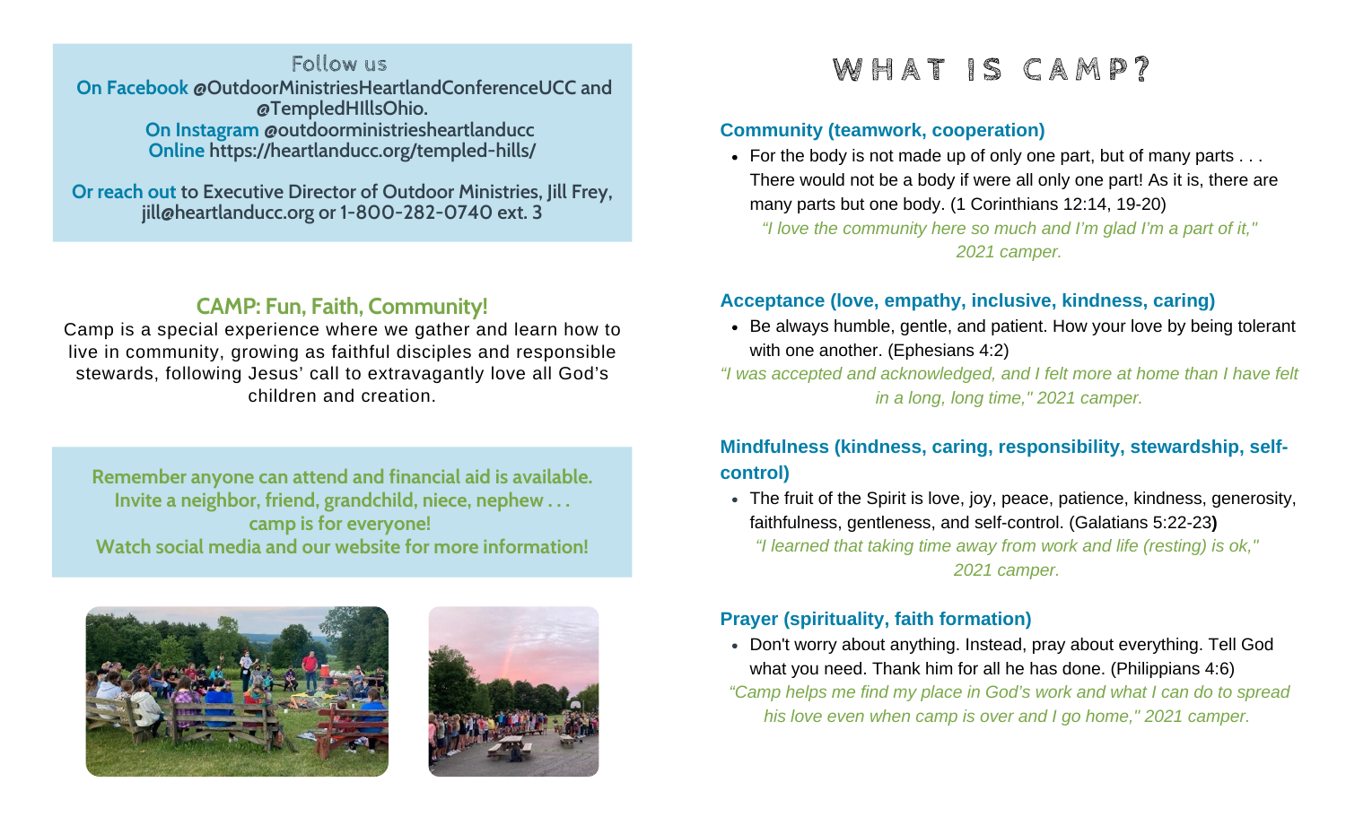Follow us

**On Facebook** @OutdoorMinistriesHeartlandConferenceUCC and @TempledHIllsOhio.
**On Instagram** @outdoorministriesheartlanducc
**Online** https://heartlanducc.org/templed-hills/

**Or reach out** to Executive Director of Outdoor Ministries, Jill Frey, jill@heartlanducc.org or 1-800-282-0740 ext. 3

## CAMP: Fun, Faith, Community!

Camp is a special experience where we gather and learn how to live in community, growing as faithful disciples and responsible stewards, following Jesus' call to extravagantly love all God's children and creation.

**Remember anyone can attend and financial aid is available. Invite a neighbor, friend, grandchild, niece, nephew . . . camp is for everyone! Watch social media and our website for more information!**

# WHAT IS CAMP?

### Community (teamwork, cooperation)

- For the body is not made up of only one part, but of many parts . . . There would not be a body if were all only one part! As it is, there are many parts but one body. (1 Corinthians 12:14, 19-20)

*"I love the community here so much and I'm glad I'm a part of it," 2021 camper.*

### Acceptance (love, empathy, inclusive, kindness, caring)

- Be always humble, gentle, and patient. How your love by being tolerant with one another. (Ephesians 4:2)

*"I was accepted and acknowledged, and I felt more at home than I have felt in a long, long time," 2021 camper.*

### Mindfulness (kindness, caring, responsibility, stewardship, self-control)

- The fruit of the Spirit is love, joy, peace, patience, kindness, generosity, faithfulness, gentleness, and self-control. (Galatians 5:22-23**)**

*"I learned that taking time away from work and life (resting) is ok," 2021 camper.*

### Prayer (spirituality, faith formation)

- Don't worry about anything. Instead, pray about everything. Tell God what you need. Thank him for all he has done. (Philippians 4:6)

*"Camp helps me find my place in God's work and what I can do to spread his love even when camp is over and I go home," 2021 camper.*